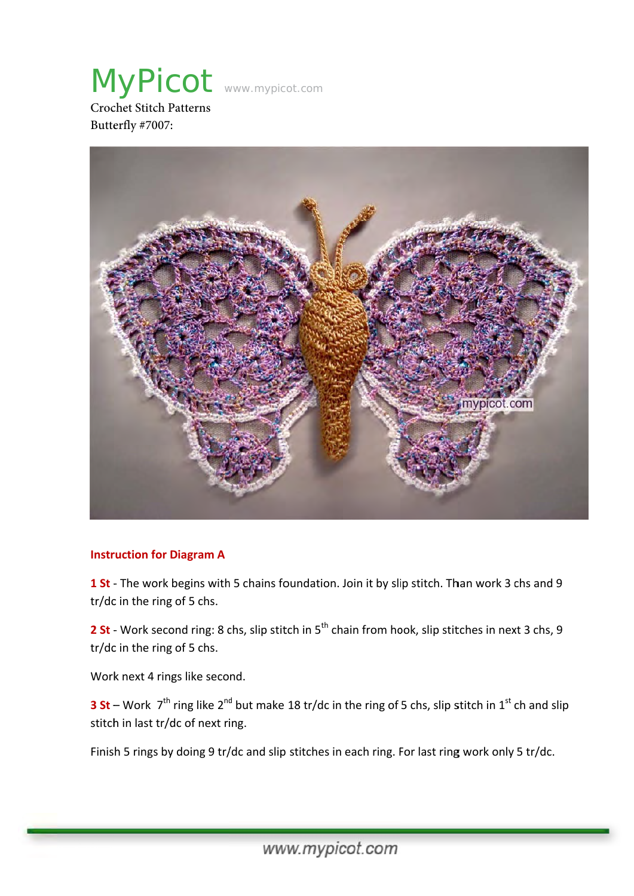# MyPicot

www.mypicot.com

Crochet Stitch Patterns

Butterfly #7007:

**Instruction for Diagram A**

**1 St** - The work begins with 5 chains foundation. Join it by slip stitch. Than work 3 chs and 9 tr/dc in the ring of 5 chs.

**2 St** - Work second ring: 8 chs, slip stitch in 5th chain from hook, slip stitches in next 3 chs, 9 tr/dc in the ring of 5 chs.

Work next 4 rings like second.

**3 St** – Work 7th ring like 2nd but make 18 tr/dc in the ring of 5 chs, slip stitch in 1st ch and slip stitch in last tr/dc of next ring.

Finish 5 rings by doing 9 tr/dc and slip stitches in each ring. For last ring work only 5 tr/dc.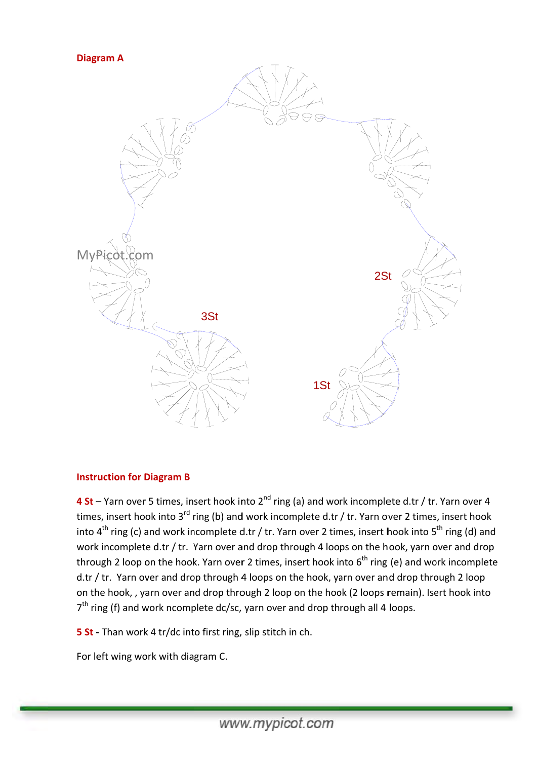**Diagram A**

MyPicot.com

2St

3St

1St

**Instruction for Diagram B**

**4 St** – Yarn over 5 times, insert hook into 2nd ring (a) and work incomplete d.tr / tr. Yarn over 4 times, insert hook into 3rd ring (b) and work incomplete d.tr / tr. Yarn over 2 times, insert hook into 4th ring (c) and work incomplete d.tr / tr. Yarn over 2 times, insert hook into 5th ring (d) and work incomplete d.tr / tr. Yarn over and drop through 4 loops on the hook, yarn over and drop through 2 loop on the hook. Yarn over 2 times, insert hook into 6th ring (e) and work incomplete d.tr / tr. Yarn over and drop through 4 loops on the hook, yarn over and drop through 2 loop on the hook, , yarn over and drop through 2 loop on the hook (2 loops remain). Isert hook into 7th ring (f) and work ncomplete dc/sc, yarn over and drop through all 4 loops.

**5 St -** Than work 4 tr/dc into first ring, slip stitch in ch.

For left wing work with diagram C.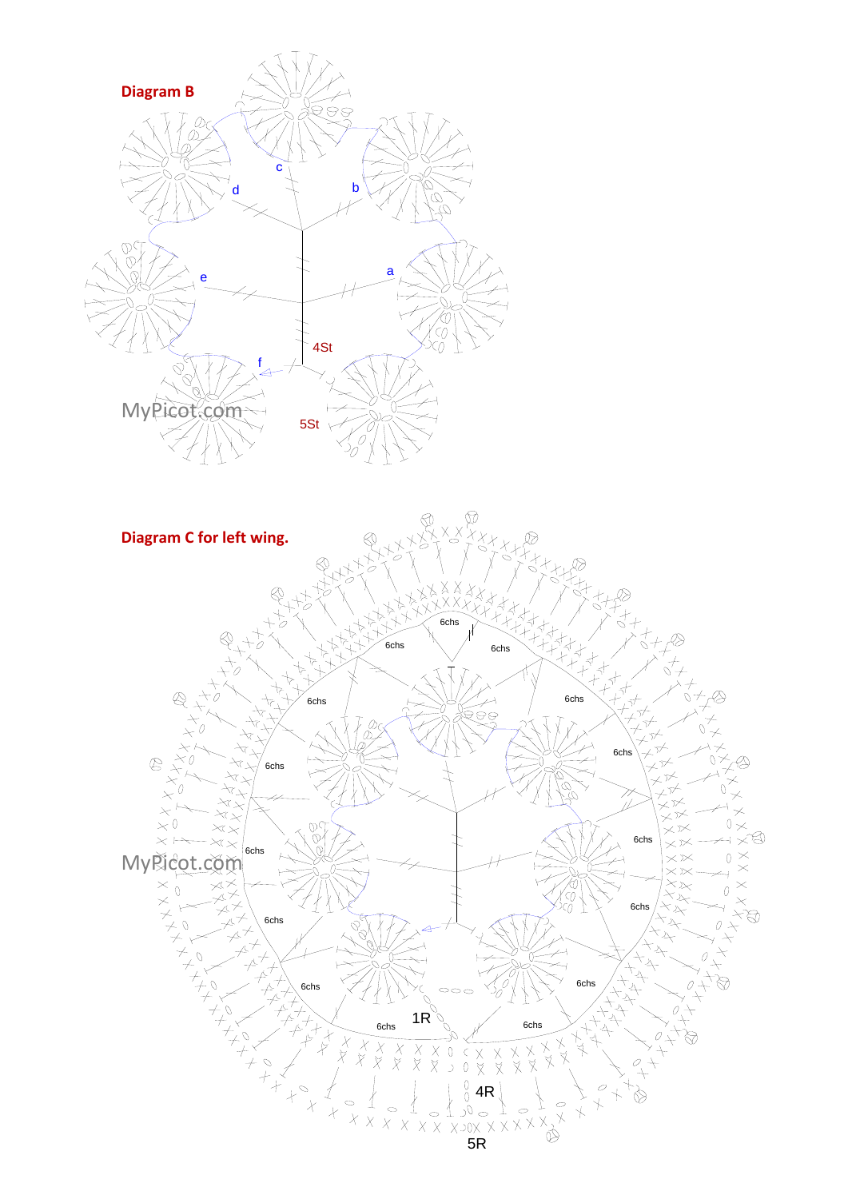**Diagram B**

**Diagram C for left wing.**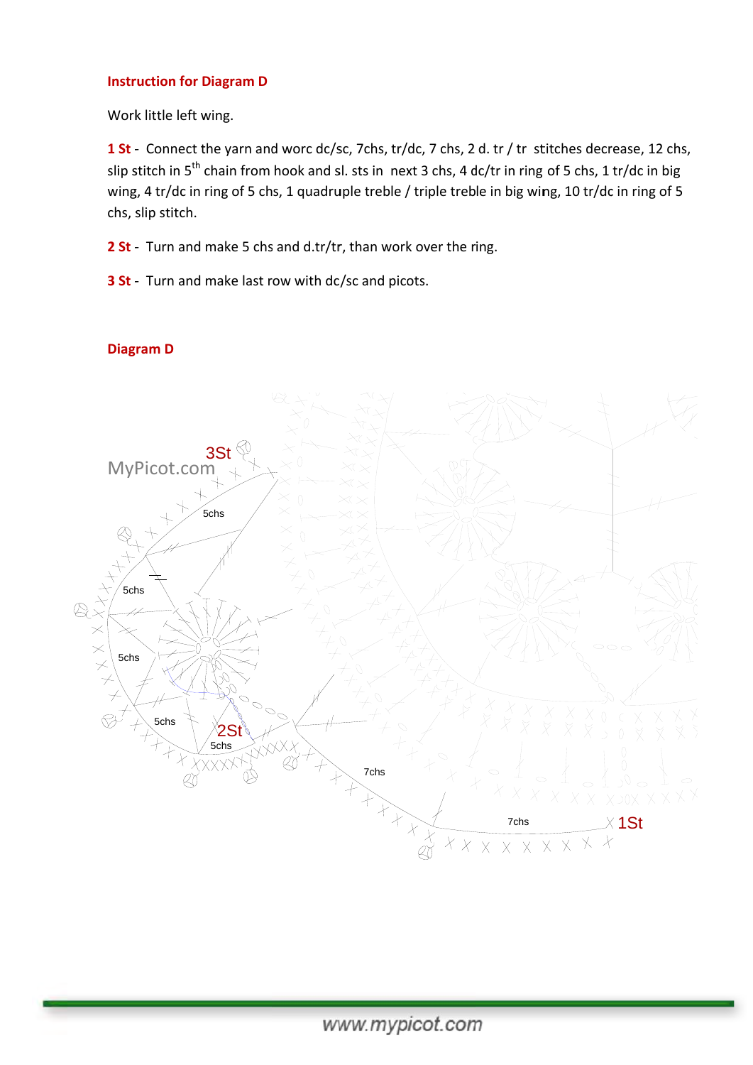**Instruction for Diagram D**

Work little left wing.

**1 St** - Connect the yarn and worc dc/sc, 7chs, tr/dc, 7 chs, 2 d. tr / tr stitches decrease, 12 chs, slip stitch in 5th chain from hook and sl. sts in next 3 chs, 4 dc/tr in ring of 5 chs, 1 tr/dc in big wing, 4 tr/dc in ring of 5 chs, 1 quadruple treble / triple treble in big wing, 10 tr/dc in ring of 5 chs, slip stitch.

**2 St** - Turn and make 5 chs and d.tr/tr, than work over the ring.

**3 St** - Turn and make last row with dc/sc and picots.

**Diagram D**

3St

MyPicot.com

5chs

5chs

5chs

5chs

2St

5chs

7chs

7chs

1St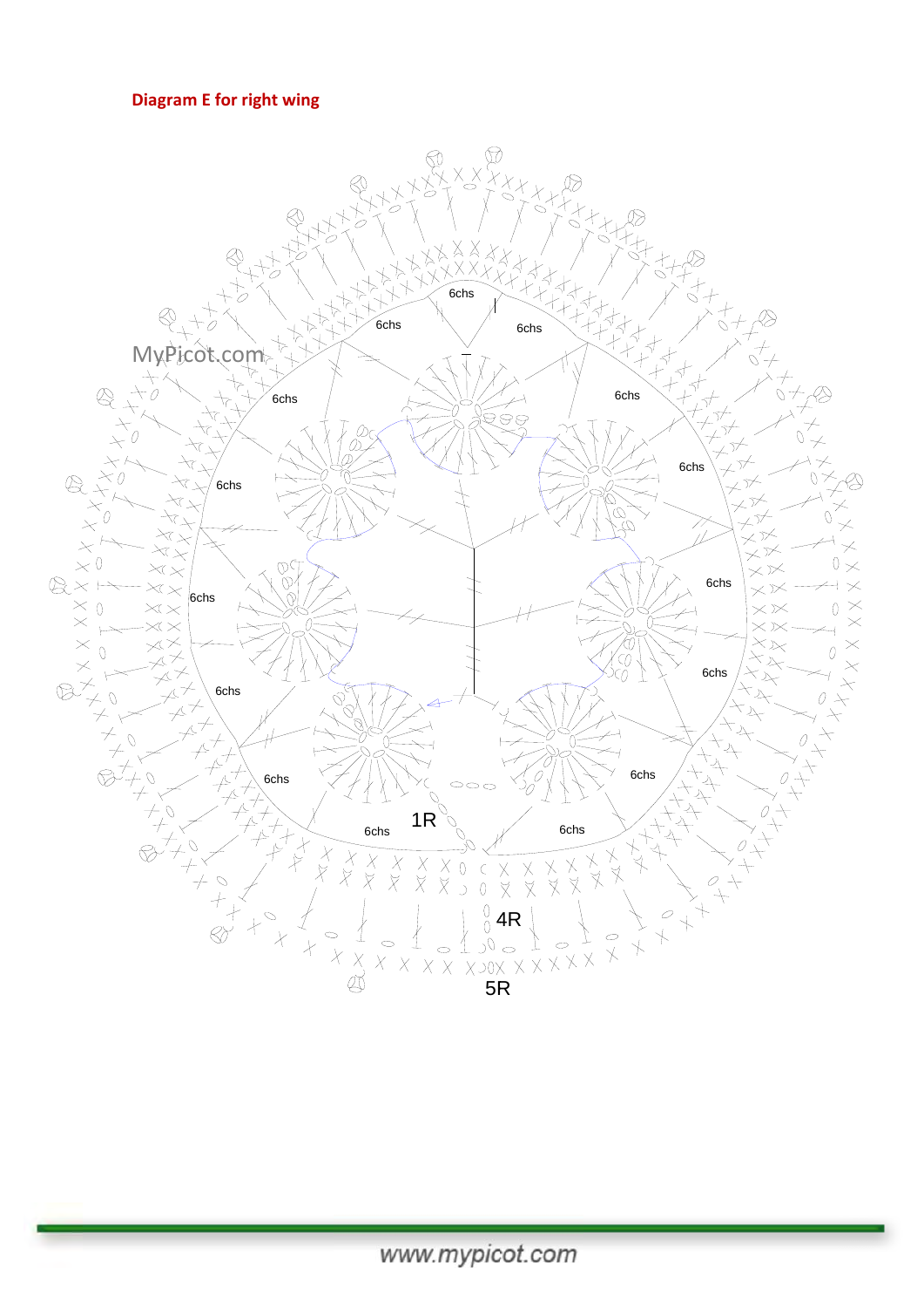**Diagram E for right wing**

6chs

6chs

6chs

MyPicot.com

6chs

6chs

6chs

6chs

6chs

6chs

6chs

6chs

6chs

6chs

6chs

1R

6chs

4R

5R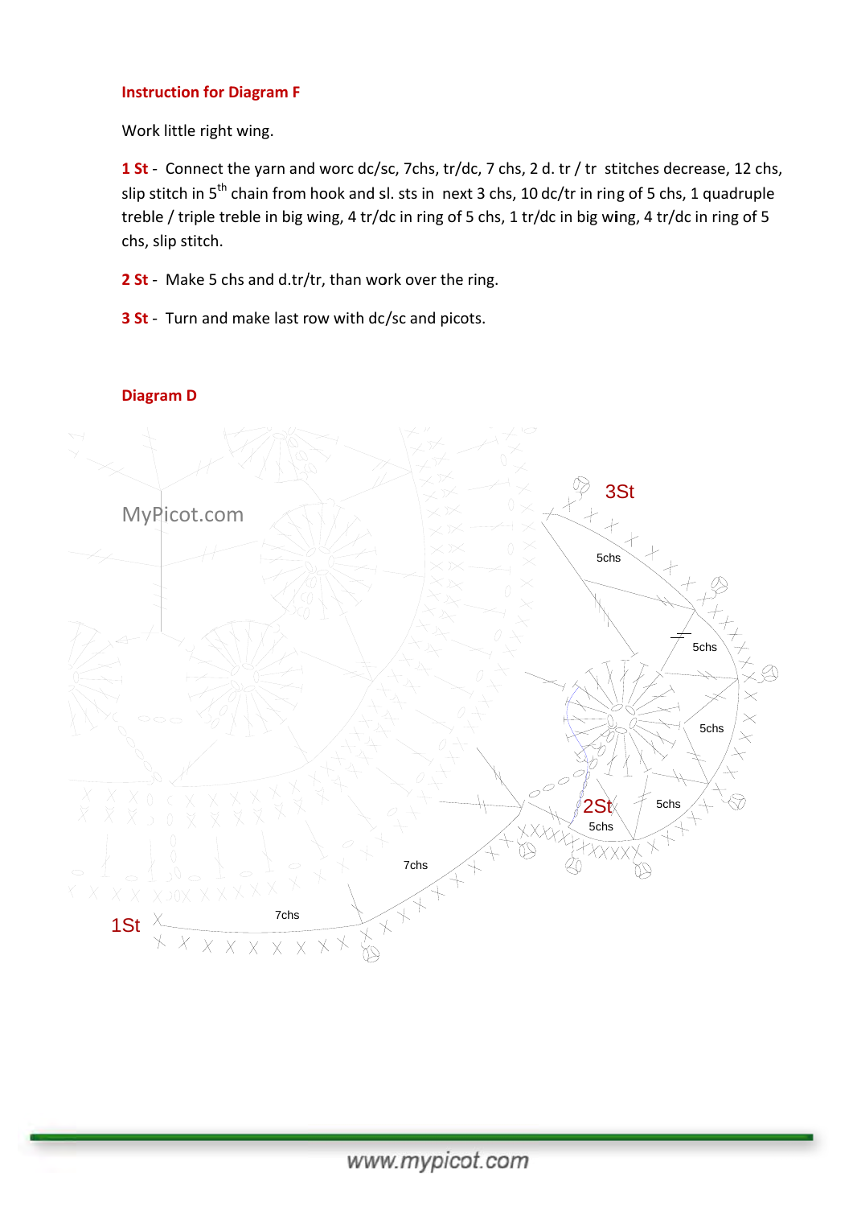**Instruction for Diagram F**

Work little right wing.

**1 St** - Connect the yarn and worc dc/sc, 7chs, tr/dc, 7 chs, 2 d. tr / tr stitches decrease, 12 chs, slip stitch in 5th chain from hook and sl. sts in next 3 chs, 10 dc/tr in ring of 5 chs, 1 quadruple treble / triple treble in big wing, 4 tr/dc in ring of 5 chs, 1 tr/dc in big wing, 4 tr/dc in ring of 5 chs, slip stitch.

**2 St** - Make 5 chs and d.tr/tr, than work over the ring.

**3 St** - Turn and make last row with dc/sc and picots.

**Diagram D**

MyPicot.com

3St

5chs

5chs

5chs

2St

5chs

5chs

7chs

1St

7chs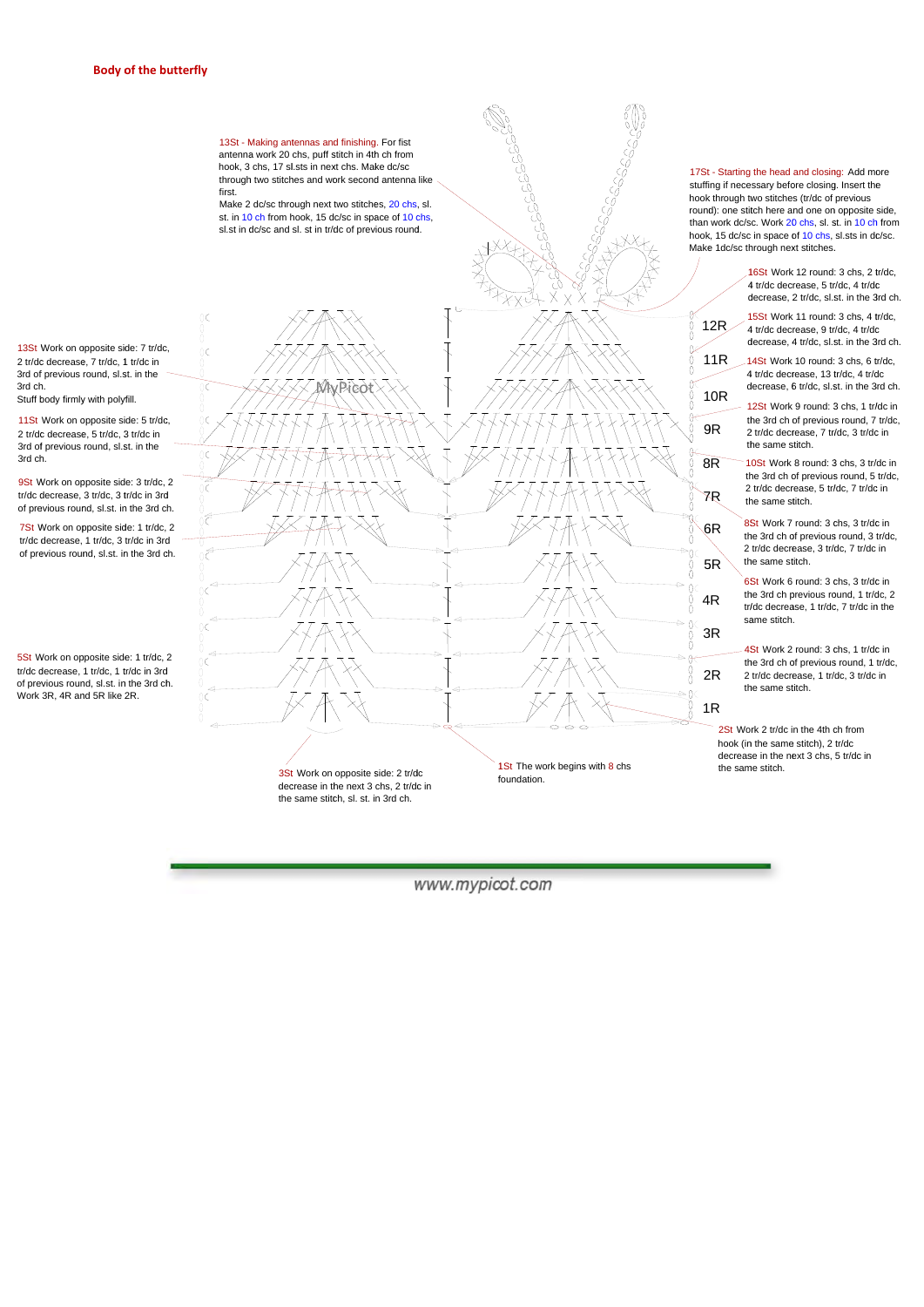## Body of the butterfly

13St - Making antennas and finishing. For first antenna work 20 chs, puff stitch in 4th ch from hook, 3 chs, 17 sl.sts in next chs. Make dc/sc through two stitches and work second antenna like first.
Make 2 dc/sc through next two stitches, 20 chs, sl. st. in 10 ch from hook, 15 dc/sc in space of 10 chs, sl.st in dc/sc and sl. st in tr/dc of previous round.

17St - Starting the head and closing: Add more stuffing if necessary before closing. Insert the hook through two stitches (tr/dc of previous round): one stitch here and one on opposite side, than work dc/sc. Work 20 chs, sl. st. in 10 ch from hook, 15 dc/sc in space of 10 chs, sl.sts in dc/sc. Make 1dc/sc through next stitches.

16St Work 12 round: 3 chs, 2 tr/dc, 4 tr/dc decrease, 5 tr/dc, 4 tr/dc decrease, 2 tr/dc, sl.st. in the 3rd ch.

15St Work 11 round: 3 chs, 4 tr/dc, 4 tr/dc decrease, 9 tr/dc, 4 tr/dc decrease, 4 tr/dc, sl.st. in the 3rd ch.

14St Work 10 round: 3 chs, 6 tr/dc, 4 tr/dc decrease, 13 tr/dc, 4 tr/dc decrease, 6 tr/dc, sl.st. in the 3rd ch.

13St Work on opposite side: 7 tr/dc, 2 tr/dc decrease, 7 tr/dc, 1 tr/dc in 3rd of previous round, sl.st. in the 3rd ch.
Stuff body firmly with polyfill.

12St Work 9 round: 3 chs, 1 tr/dc in the 3rd ch of previous round, 7 tr/dc, 2 tr/dc decrease, 7 tr/dc, 3 tr/dc in the same stitch.

11St Work on opposite side: 5 tr/dc, 2 tr/dc decrease, 5 tr/dc, 3 tr/dc in the 3rd of previous round, sl.st. in the 3rd ch.

10St Work 8 round: 3 chs, 3 tr/dc in the 3rd ch of previous round, 5 tr/dc, 2 tr/dc decrease, 5 tr/dc, 7 tr/dc in the same stitch.

9St Work on opposite side: 3 tr/dc, 2 tr/dc decrease, 3 tr/dc, 3 tr/dc in 3rd of previous round, sl.st. in the 3rd ch.

8St Work 7 round: 3 chs, 3 tr/dc in the 3rd ch of previous round, 3 tr/dc, 2 tr/dc decrease, 3 tr/dc, 7 tr/dc in the same stitch.

7St Work on opposite side: 1 tr/dc, 2 tr/dc decrease, 1 tr/dc, 3 tr/dc in 3rd of previous round, sl.st. in the 3rd ch.

6St Work 6 round: 3 chs, 3 tr/dc in the 3rd ch previous round, 1 tr/dc, 2 tr/dc decrease, 1 tr/dc, 7 tr/dc in the same stitch.

4St Work 2 round: 3 chs, 1 tr/dc in the 3rd ch of previous round, 1 tr/dc, 2 tr/dc decrease, 1 tr/dc, 3 tr/dc in the same stitch.

5St Work on opposite side: 1 tr/dc, 2 tr/dc decrease, 1 tr/dc, 1 tr/dc in 3rd of previous round, sl.st. in the 3rd ch.
Work 3R, 4R and 5R like 2R.

2St Work 2 tr/dc in the 4th ch from hook (in the same stitch), 2 tr/dc decrease in the next 3 chs, 5 tr/dc in the same stitch.

3St Work on opposite side: 2 tr/dc decrease in the next 3 chs, 2 tr/dc in the same stitch, sl. st. in 3rd ch.

1St The work begins with 8 chs foundation.

12R
11R
10R
9R
8R
7R
6R
5R
4R
3R
2R
1R

MyPicot

www.mypicot.com